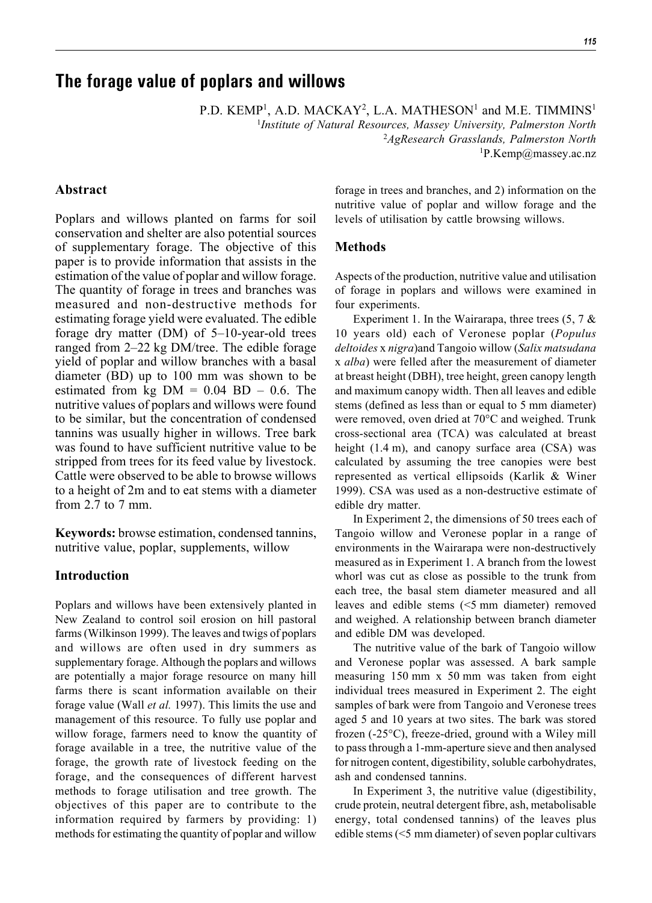# The forage value of poplars and willows

P.D. KEMP[1], A.D. MACKAY[2], L.A. MATHESON[1] and M.E. TIMMINS[1]

[1]*Institute of Natural Resources, Massey University, Palmerston North*
[2]*AgResearch Grasslands, Palmerston North*
[1]P.Kemp@massey.ac.nz

## Abstract

Poplars and willows planted on farms for soil conservation and shelter are also potential sources of supplementary forage. The objective of this paper is to provide information that assists in the estimation of the value of poplar and willow forage. The quantity of forage in trees and branches was measured and non-destructive methods for estimating forage yield were evaluated. The edible forage dry matter (DM) of 5–10-year-old trees ranged from 2–22 kg DM/tree. The edible forage yield of poplar and willow branches with a basal diameter (BD) up to 100 mm was shown to be estimated from kg DM = 0.04 BD – 0.6. The nutritive values of poplars and willows were found to be similar, but the concentration of condensed tannins was usually higher in willows. Tree bark was found to have sufficient nutritive value to be stripped from trees for its feed value by livestock. Cattle were observed to be able to browse willows to a height of 2m and to eat stems with a diameter from 2.7 to 7 mm.

**Keywords:** browse estimation, condensed tannins, nutritive value, poplar, supplements, willow

## Introduction

Poplars and willows have been extensively planted in New Zealand to control soil erosion on hill pastoral farms (Wilkinson 1999). The leaves and twigs of poplars and willows are often used in dry summers as supplementary forage. Although the poplars and willows are potentially a major forage resource on many hill farms there is scant information available on their forage value (Wall *et al.* 1997). This limits the use and management of this resource. To fully use poplar and willow forage, farmers need to know the quantity of forage available in a tree, the nutritive value of the forage, the growth rate of livestock feeding on the forage, and the consequences of different harvest methods to forage utilisation and tree growth. The objectives of this paper are to contribute to the information required by farmers by providing: 1) methods for estimating the quantity of poplar and willow forage in trees and branches, and 2) information on the nutritive value of poplar and willow forage and the levels of utilisation by cattle browsing willows.

## Methods

Aspects of the production, nutritive value and utilisation of forage in poplars and willows were examined in four experiments.

Experiment 1. In the Wairarapa, three trees (5, 7 & 10 years old) each of Veronese poplar (*Populus deltoides* x *nigra*)and Tangoio willow (*Salix matsudana* x *alba*) were felled after the measurement of diameter at breast height (DBH), tree height, green canopy length and maximum canopy width. Then all leaves and edible stems (defined as less than or equal to 5 mm diameter) were removed, oven dried at 70°C and weighed. Trunk cross-sectional area (TCA) was calculated at breast height (1.4 m), and canopy surface area (CSA) was calculated by assuming the tree canopies were best represented as vertical ellipsoids (Karlik & Winer 1999). CSA was used as a non-destructive estimate of edible dry matter.

In Experiment 2, the dimensions of 50 trees each of Tangoio willow and Veronese poplar in a range of environments in the Wairarapa were non-destructively measured as in Experiment 1. A branch from the lowest whorl was cut as close as possible to the trunk from each tree, the basal stem diameter measured and all leaves and edible stems (<5 mm diameter) removed and weighed. A relationship between branch diameter and edible DM was developed.

The nutritive value of the bark of Tangoio willow and Veronese poplar was assessed. A bark sample measuring 150 mm x 50 mm was taken from eight individual trees measured in Experiment 2. The eight samples of bark were from Tangoio and Veronese trees aged 5 and 10 years at two sites. The bark was stored frozen (-25°C), freeze-dried, ground with a Wiley mill to pass through a 1-mm-aperture sieve and then analysed for nitrogen content, digestibility, soluble carbohydrates, ash and condensed tannins.

In Experiment 3, the nutritive value (digestibility, crude protein, neutral detergent fibre, ash, metabolisable energy, total condensed tannins) of the leaves plus edible stems (<5 mm diameter) of seven poplar cultivars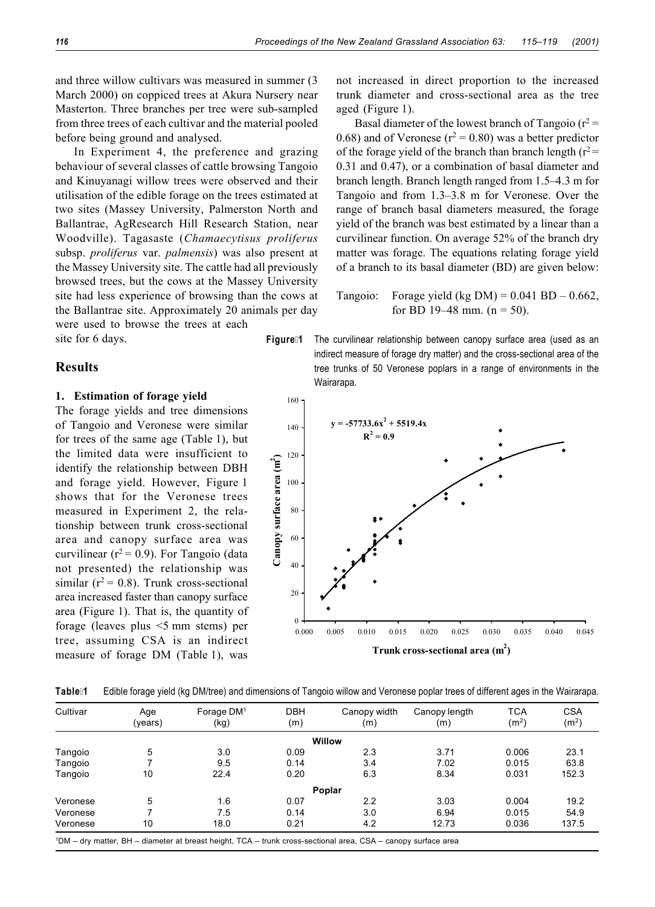and three willow cultivars was measured in summer (3 March 2000) on coppiced trees at Akura Nursery near Masterton. Three branches per tree were sub-sampled from three trees of each cultivar and the material pooled before being ground and analysed.

In Experiment 4, the preference and grazing behaviour of several classes of cattle browsing Tangoio and Kinuyanagi willow trees were observed and their utilisation of the edible forage on the trees estimated at two sites (Massey University, Palmerston North and Ballantrae, AgResearch Hill Research Station, near Woodville). Tagasaste (*Chamaecytisus proliferus* subsp. *proliferus* var. *palmensis*) was also present at the Massey University site. The cattle had all previously browsed trees, but the cows at the Massey University site had less experience of browsing than the cows at the Ballantrae site. Approximately 20 animals per day were used to browse the trees at each site for 6 days.

## Results

### 1. Estimation of forage yield

The forage yields and tree dimensions of Tangoio and Veronese were similar for trees of the same age (Table 1), but the limited data were insufficient to identify the relationship between DBH and forage yield. However, Figure 1 shows that for the Veronese trees measured in Experiment 2, the relationship between trunk cross-sectional area and canopy surface area was curvilinear ($r^2 = 0.9$). For Tangoio (data not presented) the relationship was similar ($r^2 = 0.8$). Trunk cross-sectional area increased faster than canopy surface area (Figure 1). That is, the quantity of forage (leaves plus <5 mm stems) per tree, assuming CSA is an indirect measure of forage DM (Table 1), was not increased in direct proportion to the increased trunk diameter and cross-sectional area as the tree aged (Figure 1).

Basal diameter of the lowest branch of Tangoio ($r^2 = 0.68$) and of Veronese ($r^2 = 0.80$) was a better predictor of the forage yield of the branch than branch length ($r^2 = 0.31$ and 0.47), or a combination of basal diameter and branch length. Branch length ranged from 1.5–4.3 m for Tangoio and from 1.3–3.8 m for Veronese. Over the range of branch basal diameters measured, the forage yield of the branch was best estimated by a linear than a curvilinear function. On average 52% of the branch dry matter was forage. The equations relating forage yield of a branch to its basal diameter (BD) are given below:

Tangoio: Forage yield (kg DM) = 0.041 BD – 0.662, for BD 19–48 mm. (n = 50).

**Figure 1** The curvilinear relationship between canopy surface area (used as an indirect measure of forage dry matter) and the cross-sectional area of the tree trunks of 50 Veronese poplars in a range of environments in the Wairarapa.

$y = -57733.6x^2 + 5519.4x$, $R^2 = 0.9$

**Table 1** Edible forage yield (kg DM/tree) and dimensions of Tangoio willow and Veronese poplar trees of different ages in the Wairarapa.

| Cultivar | Age (years) | Forage DM[1] (kg) | DBH (m) | Canopy width (m) | Canopy length (m) | TCA ($m^2$) | CSA ($m^2$) |
|---|---|---|---|---|---|---|---|
| | | | | **Willow** | | | |
| Tangoio | 5 | 3.0 | 0.09 | 2.3 | 3.71 | 0.006 | 23.1 |
| Tangoio | 7 | 9.5 | 0.14 | 3.4 | 7.02 | 0.015 | 63.8 |
| Tangoio | 10 | 22.4 | 0.20 | 6.3 | 8.34 | 0.031 | 152.3 |
| | | | | **Poplar** | | | |
| Veronese | 5 | 1.6 | 0.07 | 2.2 | 3.03 | 0.004 | 19.2 |
| Veronese | 7 | 7.5 | 0.14 | 3.0 | 6.94 | 0.015 | 54.9 |
| Veronese | 10 | 18.0 | 0.21 | 4.2 | 12.73 | 0.036 | 137.5 |

[1]DM – dry matter, BH – diameter at breast height, TCA – trunk cross-sectional area, CSA – canopy surface area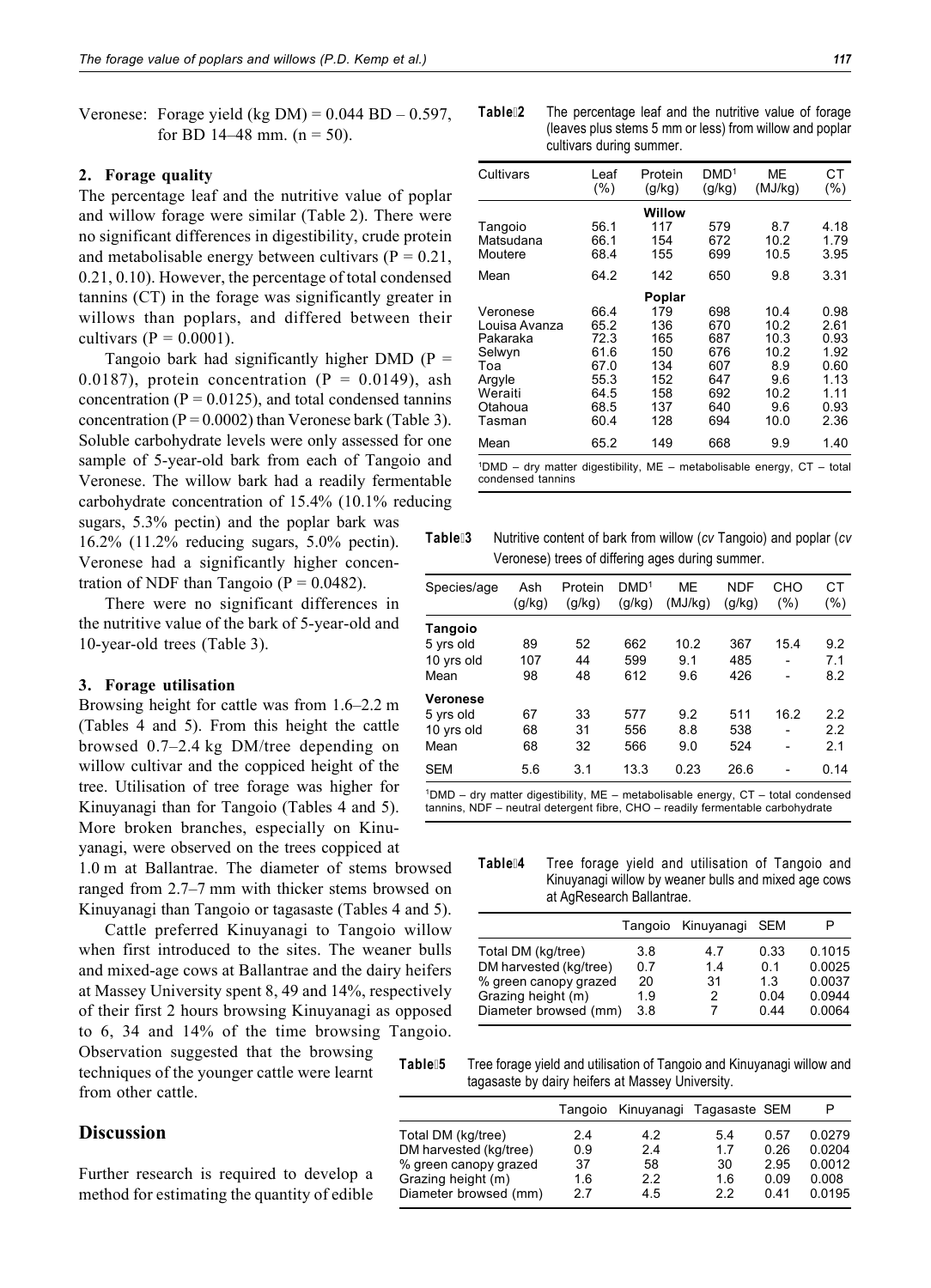Veronese: Forage yield (kg DM) = 0.044 BD – 0.597, for BD 14–48 mm. (n = 50).

### 2. Forage quality

The percentage leaf and the nutritive value of poplar and willow forage were similar (Table 2). There were no significant differences in digestibility, crude protein and metabolisable energy between cultivars (P = 0.21, 0.21, 0.10). However, the percentage of total condensed tannins (CT) in the forage was significantly greater in willows than poplars, and differed between their cultivars (P = 0.0001).

Tangoio bark had significantly higher DMD (P = 0.0187), protein concentration (P = 0.0149), ash concentration (P = 0.0125), and total condensed tannins concentration (P = 0.0002) than Veronese bark (Table 3). Soluble carbohydrate levels were only assessed for one sample of 5-year-old bark from each of Tangoio and Veronese. The willow bark had a readily fermentable carbohydrate concentration of 15.4% (10.1% reducing sugars, 5.3% pectin) and the poplar bark was 16.2% (11.2% reducing sugars, 5.0% pectin). Veronese had a significantly higher concentration of NDF than Tangoio (P = 0.0482).

There were no significant differences in the nutritive value of the bark of 5-year-old and 10-year-old trees (Table 3).

**Table 2** The percentage leaf and the nutritive value of forage (leaves plus stems 5 mm or less) from willow and poplar cultivars during summer.

| Cultivars | Leaf (%) | Protein (g/kg) | DMD[1] (g/kg) | ME (MJ/kg) | CT (%) |
|---|---|---|---|---|---|
| | | **Willow** | | | |
| Tangoio | 56.1 | 117 | 579 | 8.7 | 4.18 |
| Matsudana | 66.1 | 154 | 672 | 10.2 | 1.79 |
| Moutere | 68.4 | 155 | 699 | 10.5 | 3.95 |
| Mean | 64.2 | 142 | 650 | 9.8 | 3.31 |
| | | **Poplar** | | | |
| Veronese | 66.4 | 179 | 698 | 10.4 | 0.98 |
| Louisa Avanza | 65.2 | 136 | 670 | 10.2 | 2.61 |
| Pakaraka | 72.3 | 165 | 687 | 10.3 | 0.93 |
| Selwyn | 61.6 | 150 | 676 | 10.2 | 1.92 |
| Toa | 67.0 | 134 | 607 | 8.9 | 0.60 |
| Argyle | 55.3 | 152 | 647 | 9.6 | 1.13 |
| Weraiti | 64.5 | 158 | 692 | 10.2 | 1.11 |
| Otahoua | 68.5 | 137 | 640 | 9.6 | 0.93 |
| Tasman | 60.4 | 128 | 694 | 10.0 | 2.36 |
| Mean | 65.2 | 149 | 668 | 9.9 | 1.40 |

[1]DMD – dry matter digestibility, ME – metabolisable energy, CT – total condensed tannins

**Table 3** Nutritive content of bark from willow (*cv* Tangoio) and poplar (*cv* Veronese) trees of differing ages during summer.

| Species/age | Ash (g/kg) | Protein (g/kg) | DMD[1] (g/kg) | ME (MJ/kg) | NDF (g/kg) | CHO (%) | CT (%) |
|---|---|---|---|---|---|---|---|
| **Tangoio** | | | | | | | |
| 5 yrs old | 89 | 52 | 662 | 10.2 | 367 | 15.4 | 9.2 |
| 10 yrs old | 107 | 44 | 599 | 9.1 | 485 | - | 7.1 |
| Mean | 98 | 48 | 612 | 9.6 | 426 | - | 8.2 |
| **Veronese** | | | | | | | |
| 5 yrs old | 67 | 33 | 577 | 9.2 | 511 | 16.2 | 2.2 |
| 10 yrs old | 68 | 31 | 556 | 8.8 | 538 | - | 2.2 |
| Mean | 68 | 32 | 566 | 9.0 | 524 | - | 2.1 |
| SEM | 5.6 | 3.1 | 13.3 | 0.23 | 26.6 | - | 0.14 |

[1]DMD – dry matter digestibility, ME – metabolisable energy, CT – total condensed tannins, NDF – neutral detergent fibre, CHO – readily fermentable carbohydrate

### 3. Forage utilisation

Browsing height for cattle was from 1.6–2.2 m (Tables 4 and 5). From this height the cattle browsed 0.7–2.4 kg DM/tree depending on willow cultivar and the coppiced height of the tree. Utilisation of tree forage was higher for Kinuyanagi than for Tangoio (Tables 4 and 5). More broken branches, especially on Kinuyanagi, were observed on the trees coppiced at 1.0 m at Ballantrae. The diameter of stems browsed ranged from 2.7–7 mm with thicker stems browsed on Kinuyanagi than Tangoio or tagasaste (Tables 4 and 5).

Cattle preferred Kinuyanagi to Tangoio willow when first introduced to the sites. The weaner bulls and mixed-age cows at Ballantrae and the dairy heifers at Massey University spent 8, 49 and 14%, respectively of their first 2 hours browsing Kinuyanagi as opposed to 6, 34 and 14% of the time browsing Tangoio. Observation suggested that the browsing techniques of the younger cattle were learnt from other cattle.

**Table 4** Tree forage yield and utilisation of Tangoio and Kinuyanagi willow by weaner bulls and mixed age cows at AgResearch Ballantrae.

| | Tangoio | Kinuyanagi | SEM | P |
|---|---|---|---|---|
| Total DM (kg/tree) | 3.8 | 4.7 | 0.33 | 0.1015 |
| DM harvested (kg/tree) | 0.7 | 1.4 | 0.1 | 0.0025 |
| % green canopy grazed | 20 | 31 | 1.3 | 0.0037 |
| Grazing height (m) | 1.9 | 2 | 0.04 | 0.0944 |
| Diameter browsed (mm) | 3.8 | 7 | 0.44 | 0.0064 |

**Table 5** Tree forage yield and utilisation of Tangoio and Kinuyanagi willow and tagasaste by dairy heifers at Massey University.

| | Tangoio | Kinuyanagi | Tagasaste | SEM | P |
|---|---|---|---|---|---|
| Total DM (kg/tree) | 2.4 | 4.2 | 5.4 | 0.57 | 0.0279 |
| DM harvested (kg/tree) | 0.9 | 2.4 | 1.7 | 0.26 | 0.0204 |
| % green canopy grazed | 37 | 58 | 30 | 2.95 | 0.0012 |
| Grazing height (m) | 1.6 | 2.2 | 1.6 | 0.09 | 0.008 |
| Diameter browsed (mm) | 2.7 | 4.5 | 2.2 | 0.41 | 0.0195 |

## Discussion

Further research is required to develop a method for estimating the quantity of edible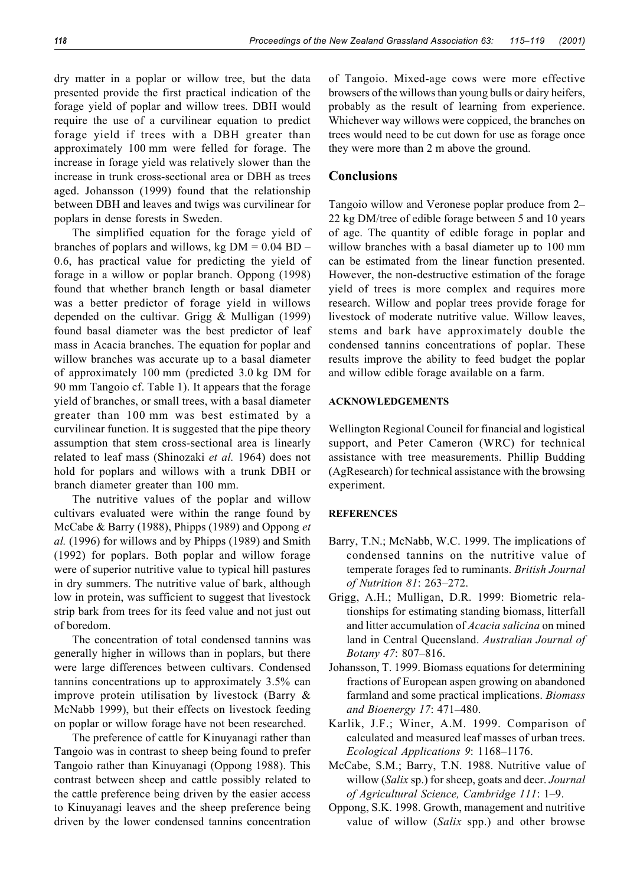dry matter in a poplar or willow tree, but the data presented provide the first practical indication of the forage yield of poplar and willow trees. DBH would require the use of a curvilinear equation to predict forage yield if trees with a DBH greater than approximately 100 mm were felled for forage. The increase in forage yield was relatively slower than the increase in trunk cross-sectional area or DBH as trees aged. Johansson (1999) found that the relationship between DBH and leaves and twigs was curvilinear for poplars in dense forests in Sweden.

The simplified equation for the forage yield of branches of poplars and willows, kg DM = 0.04 BD – 0.6, has practical value for predicting the yield of forage in a willow or poplar branch. Oppong (1998) found that whether branch length or basal diameter was a better predictor of forage yield in willows depended on the cultivar. Grigg & Mulligan (1999) found basal diameter was the best predictor of leaf mass in Acacia branches. The equation for poplar and willow branches was accurate up to a basal diameter of approximately 100 mm (predicted 3.0 kg DM for 90 mm Tangoio cf. Table 1). It appears that the forage yield of branches, or small trees, with a basal diameter greater than 100 mm was best estimated by a curvilinear function. It is suggested that the pipe theory assumption that stem cross-sectional area is linearly related to leaf mass (Shinozaki *et al.* 1964) does not hold for poplars and willows with a trunk DBH or branch diameter greater than 100 mm.

The nutritive values of the poplar and willow cultivars evaluated were within the range found by McCabe & Barry (1988), Phipps (1989) and Oppong *et al.* (1996) for willows and by Phipps (1989) and Smith (1992) for poplars. Both poplar and willow forage were of superior nutritive value to typical hill pastures in dry summers. The nutritive value of bark, although low in protein, was sufficient to suggest that livestock strip bark from trees for its feed value and not just out of boredom.

The concentration of total condensed tannins was generally higher in willows than in poplars, but there were large differences between cultivars. Condensed tannins concentrations up to approximately 3.5% can improve protein utilisation by livestock (Barry & McNabb 1999), but their effects on livestock feeding on poplar or willow forage have not been researched.

The preference of cattle for Kinuyanagi rather than Tangoio was in contrast to sheep being found to prefer Tangoio rather than Kinuyanagi (Oppong 1988). This contrast between sheep and cattle possibly related to the cattle preference being driven by the easier access to Kinuyanagi leaves and the sheep preference being driven by the lower condensed tannins concentration of Tangoio. Mixed-age cows were more effective browsers of the willows than young bulls or dairy heifers, probably as the result of learning from experience. Whichever way willows were coppiced, the branches on trees would need to be cut down for use as forage once they were more than 2 m above the ground.

## Conclusions

Tangoio willow and Veronese poplar produce from 2–22 kg DM/tree of edible forage between 5 and 10 years of age. The quantity of edible forage in poplar and willow branches with a basal diameter up to 100 mm can be estimated from the linear function presented. However, the non-destructive estimation of the forage yield of trees is more complex and requires more research. Willow and poplar trees provide forage for livestock of moderate nutritive value. Willow leaves, stems and bark have approximately double the condensed tannins concentrations of poplar. These results improve the ability to feed budget the poplar and willow edible forage available on a farm.

#### ACKNOWLEDGEMENTS

Wellington Regional Council for financial and logistical support, and Peter Cameron (WRC) for technical assistance with tree measurements. Phillip Budding (AgResearch) for technical assistance with the browsing experiment.

#### REFERENCES

- Barry, T.N.; McNabb, W.C. 1999. The implications of condensed tannins on the nutritive value of temperate forages fed to ruminants. *British Journal of Nutrition 81*: 263–272.
- Grigg, A.H.; Mulligan, D.R. 1999: Biometric relationships for estimating standing biomass, litterfall and litter accumulation of *Acacia salicina* on mined land in Central Queensland. *Australian Journal of Botany 47*: 807–816.
- Johansson, T. 1999. Biomass equations for determining fractions of European aspen growing on abandoned farmland and some practical implications. *Biomass and Bioenergy 17*: 471–480.
- Karlik, J.F.; Winer, A.M. 1999. Comparison of calculated and measured leaf masses of urban trees. *Ecological Applications 9*: 1168–1176.
- McCabe, S.M.; Barry, T.N. 1988. Nutritive value of willow (*Salix* sp.) for sheep, goats and deer. *Journal of Agricultural Science, Cambridge 111*: 1–9.
- Oppong, S.K. 1998. Growth, management and nutritive value of willow (*Salix* spp.) and other browse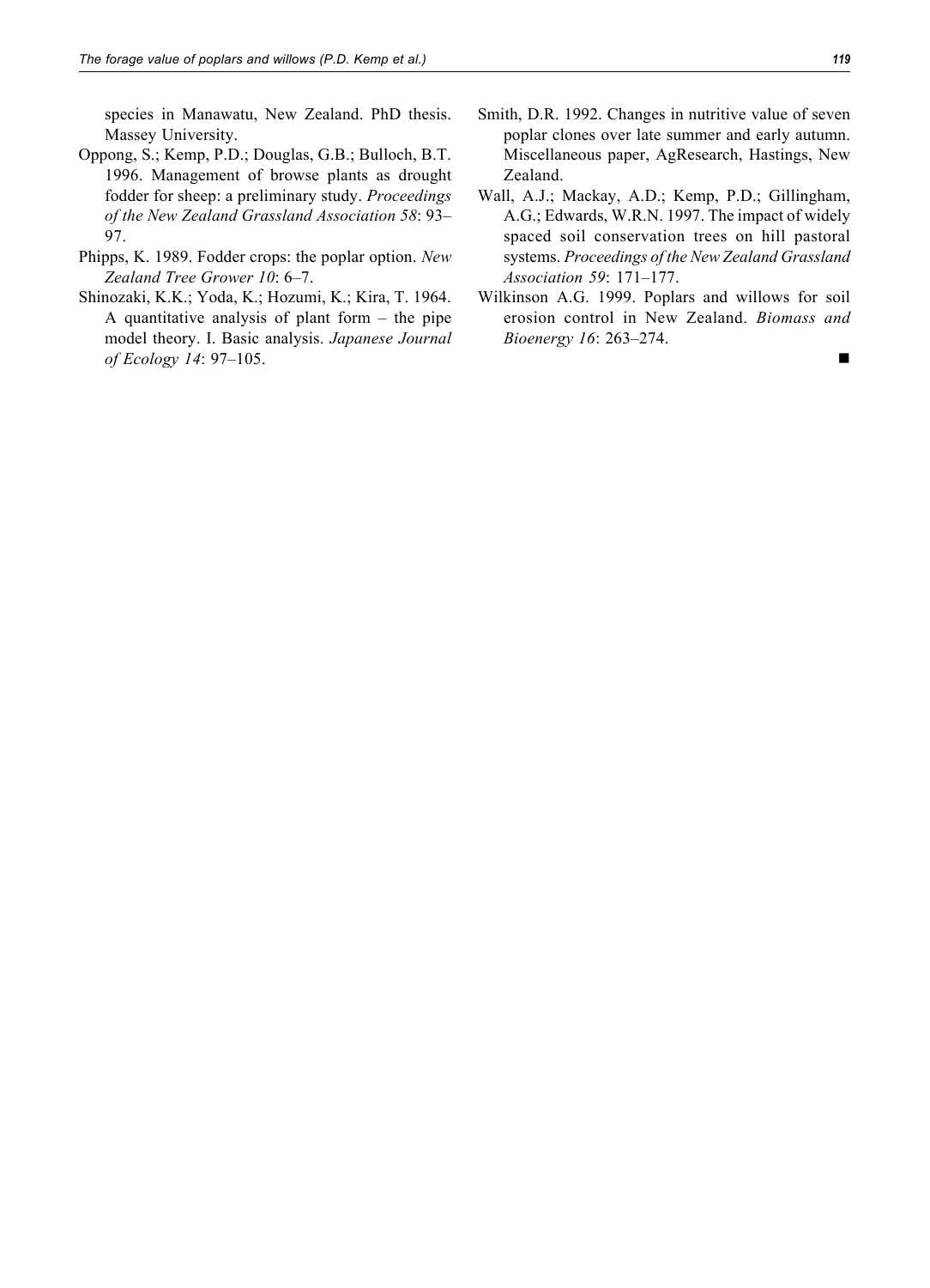species in Manawatu, New Zealand. PhD thesis. Massey University.

Oppong, S.; Kemp, P.D.; Douglas, G.B.; Bulloch, B.T. 1996. Management of browse plants as drought fodder for sheep: a preliminary study. *Proceedings of the New Zealand Grassland Association 58*: 93–97.

Phipps, K. 1989. Fodder crops: the poplar option. *New Zealand Tree Grower 10*: 6–7.

Shinozaki, K.K.; Yoda, K.; Hozumi, K.; Kira, T. 1964. A quantitative analysis of plant form – the pipe model theory. I. Basic analysis. *Japanese Journal of Ecology 14*: 97–105.

Smith, D.R. 1992. Changes in nutritive value of seven poplar clones over late summer and early autumn. Miscellaneous paper, AgResearch, Hastings, New Zealand.

Wall, A.J.; Mackay, A.D.; Kemp, P.D.; Gillingham, A.G.; Edwards, W.R.N. 1997. The impact of widely spaced soil conservation trees on hill pastoral systems. *Proceedings of the New Zealand Grassland Association 59*: 171–177.

Wilkinson A.G. 1999. Poplars and willows for soil erosion control in New Zealand. *Biomass and Bioenergy 16*: 263–274.

■